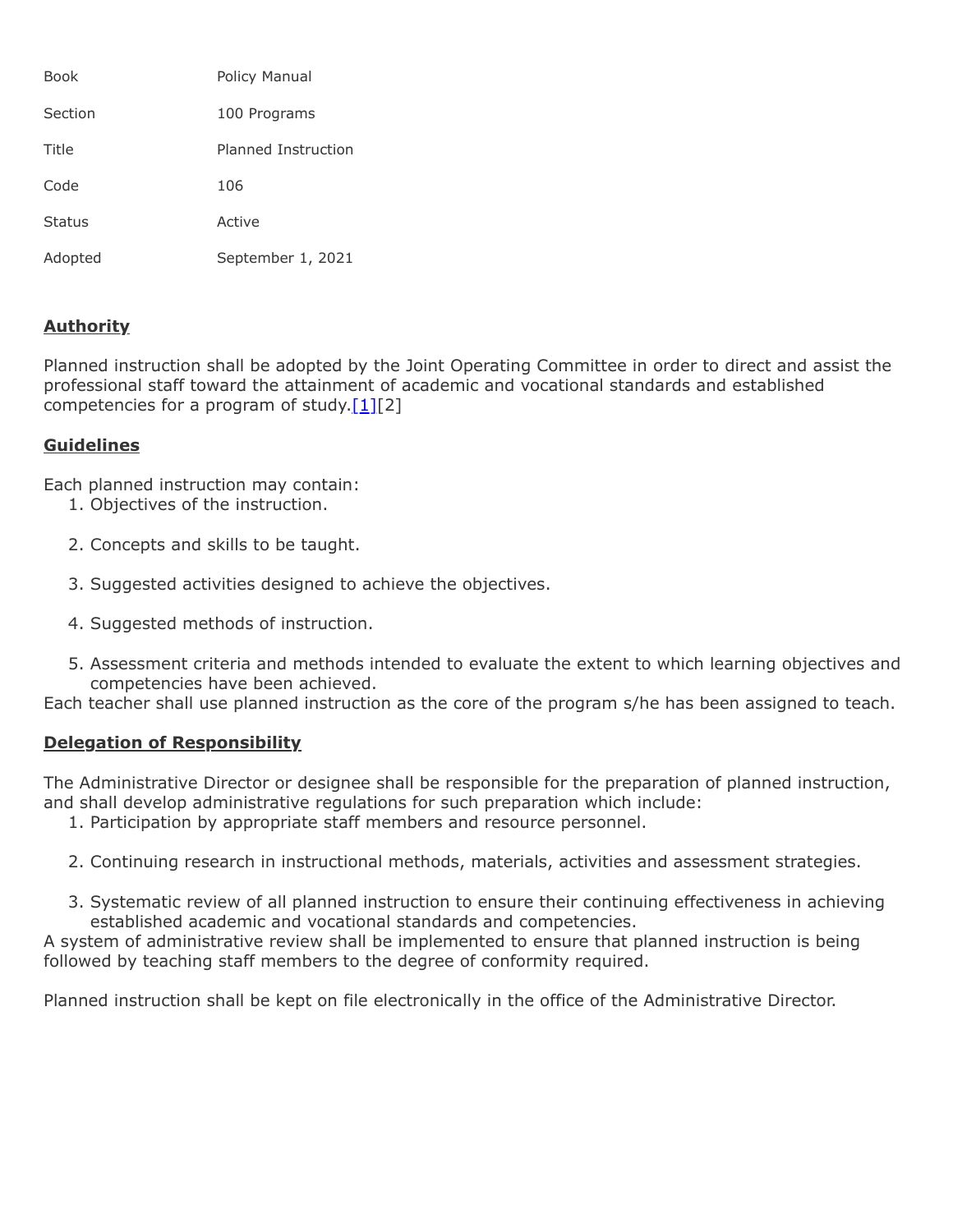| Book | Policy Manual |
| --- | --- |
| Section | 100 Programs |
| Title | Planned Instruction |
| Code | 106 |
| Status | Active |
| Adopted | September 1, 2021 |

## Authority

Planned instruction shall be adopted by the Joint Operating Committee in order to direct and assist the professional staff toward the attainment of academic and vocational standards and established competencies for a program of study.[1][2]

## Guidelines

Each planned instruction may contain:

1. Objectives of the instruction.
2. Concepts and skills to be taught.
3. Suggested activities designed to achieve the objectives.
4. Suggested methods of instruction.
5. Assessment criteria and methods intended to evaluate the extent to which learning objectives and competencies have been achieved.

Each teacher shall use planned instruction as the core of the program s/he has been assigned to teach.

## Delegation of Responsibility

The Administrative Director or designee shall be responsible for the preparation of planned instruction, and shall develop administrative regulations for such preparation which include:

1. Participation by appropriate staff members and resource personnel.
2. Continuing research in instructional methods, materials, activities and assessment strategies.
3. Systematic review of all planned instruction to ensure their continuing effectiveness in achieving established academic and vocational standards and competencies.

A system of administrative review shall be implemented to ensure that planned instruction is being followed by teaching staff members to the degree of conformity required.

Planned instruction shall be kept on file electronically in the office of the Administrative Director.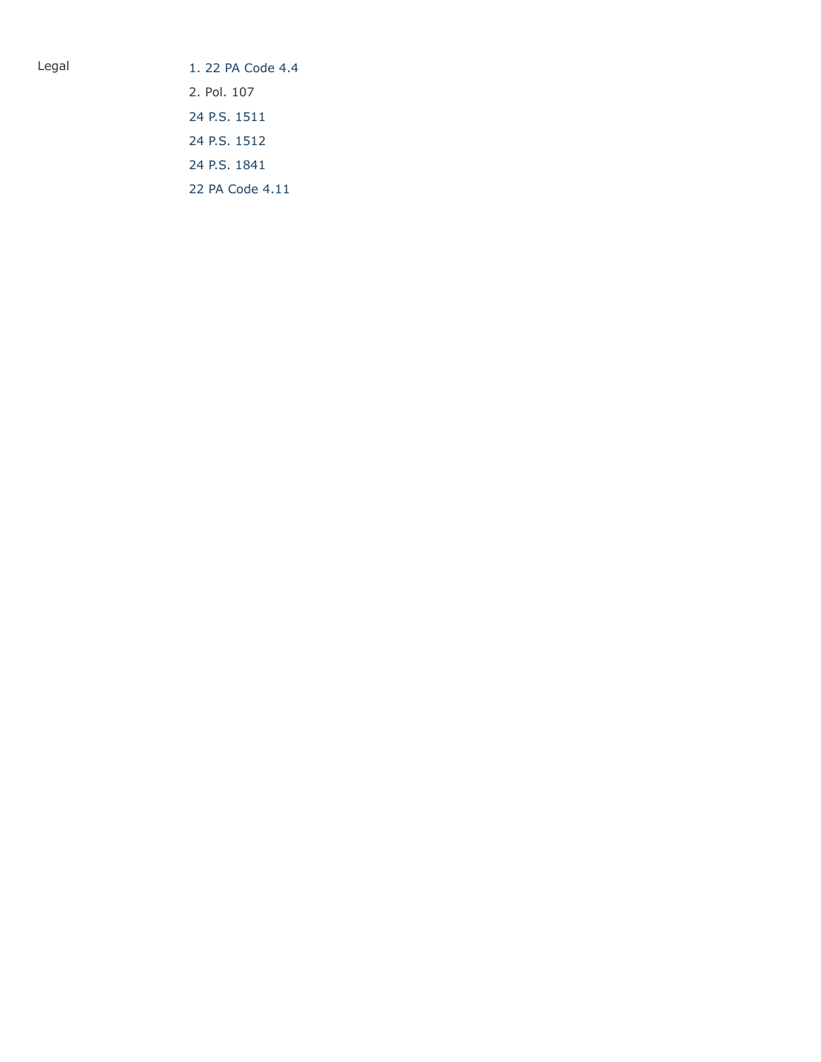Legal

1. 22 PA Code 4.4

2. Pol. 107

24 P.S. 1511

24 P.S. 1512

24 P.S. 1841

22 PA Code 4.11